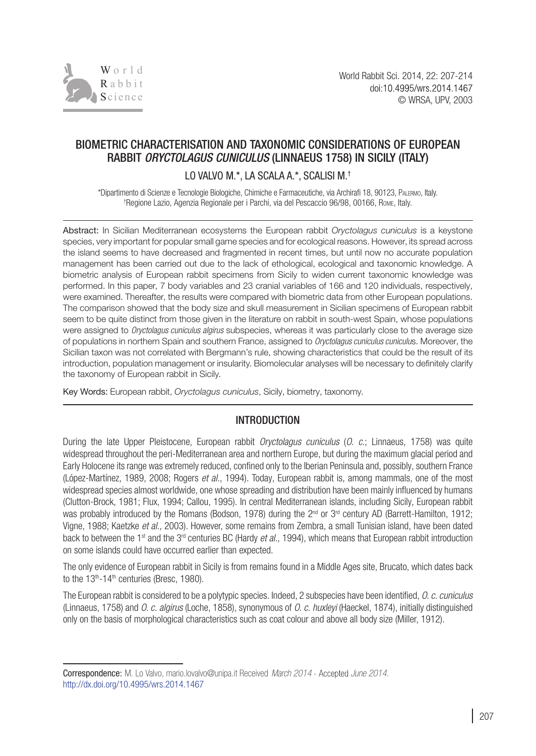# BIOMETRIC CHARACTERISATION AND TAXONOMIC CONSIDERATIONS OF EUROPEAN RABBIT *ORYCTOLAGUS CUNICULUS* (LINNAEUS 1758) IN SICILY (ITALY)

LO VALVO M.*, LA SCALA A.*, SCALISI M.†

*Dipartimento di Scienze e Tecnologie Biologiche, Chimiche e Farmaceutiche, via Archirafi 18, 90123, Palermo, Italy.
†Regione Lazio, Agenzia Regionale per i Parchi, via del Pescaccio 96/98, 00166, Rome, Italy.

**Abstract:** In Sicilian Mediterranean ecosystems the European rabbit *Oryctolagus cuniculus* is a keystone species, very important for popular small game species and for ecological reasons. However, its spread across the island seems to have decreased and fragmented in recent times, but until now no accurate population management has been carried out due to the lack of ethological, ecological and taxonomic knowledge. A biometric analysis of European rabbit specimens from Sicily to widen current taxonomic knowledge was performed. In this paper, 7 body variables and 23 cranial variables of 166 and 120 individuals, respectively, were examined. Thereafter, the results were compared with biometric data from other European populations. The comparison showed that the body size and skull measurement in Sicilian specimens of European rabbit seem to be quite distinct from those given in the literature on rabbit in south-west Spain, whose populations were assigned to *Oryctolagus cuniculus algirus* subspecies, whereas it was particularly close to the average size of populations in northern Spain and southern France, assigned to *Oryctolagus cuniculus cuniculus*. Moreover, the Sicilian taxon was not correlated with Bergmann's rule, showing characteristics that could be the result of its introduction, population management or insularity. Biomolecular analyses will be necessary to definitely clarify the taxonomy of European rabbit in Sicily.

**Key Words:** European rabbit, *Oryctolagus cuniculus*, Sicily, biometry, taxonomy.

## INTRODUCTION

During the late Upper Pleistocene, European rabbit *Oryctolagus cuniculus* (*O. c.*; Linnaeus, 1758) was quite widespread throughout the peri-Mediterranean area and northern Europe, but during the maximum glacial period and Early Holocene its range was extremely reduced, confined only to the Iberian Peninsula and, possibly, southern France (López-Martínez, 1989, 2008; Rogers *et al.,* 1994). Today, European rabbit is, among mammals, one of the most widespread species almost worldwide, one whose spreading and distribution have been mainly influenced by humans (Clutton-Brock, 1981; Flux, 1994; Callou, 1995). In central Mediterranean islands, including Sicily, European rabbit was probably introduced by the Romans (Bodson, 1978) during the 2nd or 3rd century AD (Barrett-Hamilton, 1912; Vigne, 1988; Kaetzke *et al.,* 2003). However, some remains from Zembra, a small Tunisian island, have been dated back to between the 1st and the 3rd centuries BC (Hardy *et al*., 1994), which means that European rabbit introduction on some islands could have occurred earlier than expected.

The only evidence of European rabbit in Sicily is from remains found in a Middle Ages site, Brucato, which dates back to the 13th-14th centuries (Bresc, 1980).

The European rabbit is considered to be a polytypic species. Indeed, 2 subspecies have been identified, *O. c. cuniculus* (Linnaeus, 1758) and *O. c. algirus* (Loche, 1858), synonymous of *O. c. huxleyi* (Haeckel, 1874), initially distinguished only on the basis of morphological characteristics such as coat colour and above all body size (Miller, 1912).

**Correspondence:** M. Lo Valvo, mario.lovalvo@unipa.it Received *March 2014* - Accepted *June 2014.*
http://dx.doi.org/10.4995/wrs.2014.1467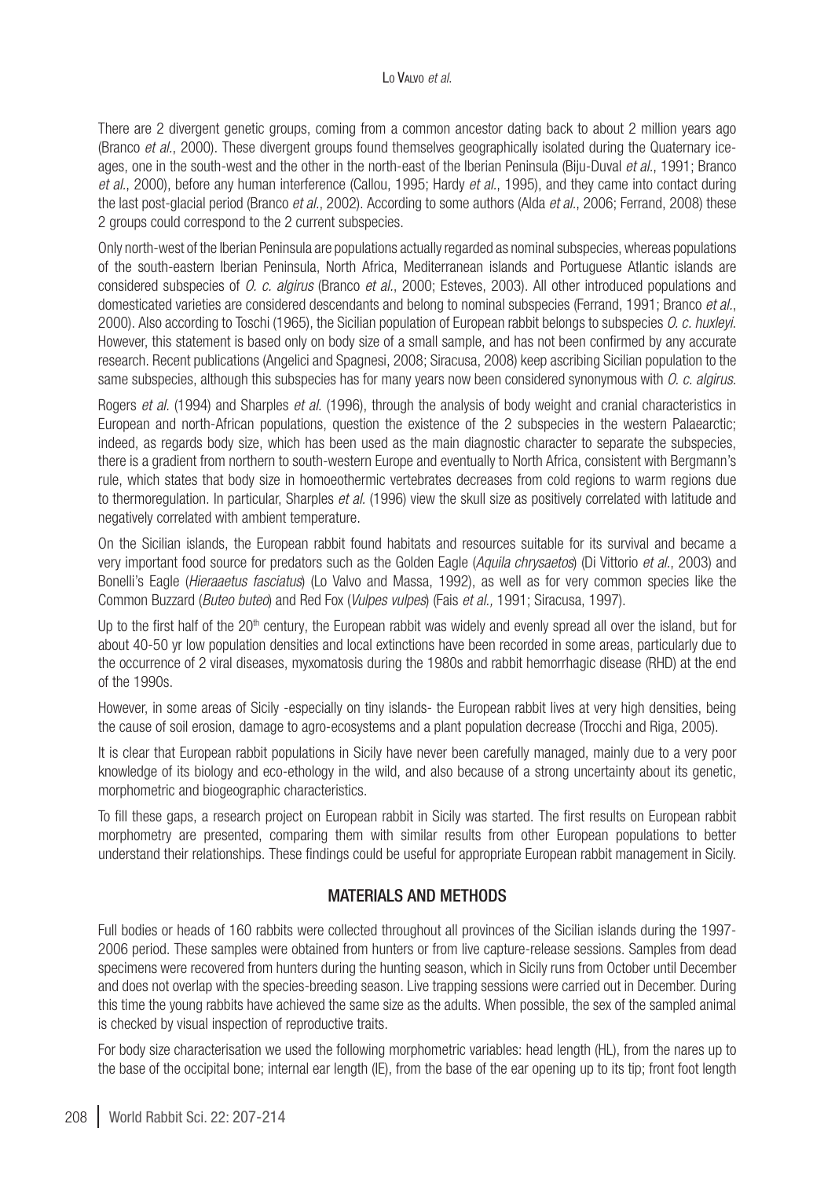There are 2 divergent genetic groups, coming from a common ancestor dating back to about 2 million years ago (Branco *et al.*, 2000). These divergent groups found themselves geographically isolated during the Quaternary ice-ages, one in the south-west and the other in the north-east of the Iberian Peninsula (Biju-Duval *et al.*, 1991; Branco *et al.*, 2000), before any human interference (Callou, 1995; Hardy *et al.*, 1995), and they came into contact during the last post-glacial period (Branco *et al.*, 2002). According to some authors (Alda *et al.*, 2006; Ferrand, 2008) these 2 groups could correspond to the 2 current subspecies.

Only north-west of the Iberian Peninsula are populations actually regarded as nominal subspecies, whereas populations of the south-eastern Iberian Peninsula, North Africa, Mediterranean islands and Portuguese Atlantic islands are considered subspecies of *O. c. algirus* (Branco *et al.*, 2000; Esteves, 2003). All other introduced populations and domesticated varieties are considered descendants and belong to nominal subspecies (Ferrand, 1991; Branco *et al.*, 2000). Also according to Toschi (1965), the Sicilian population of European rabbit belongs to subspecies *O. c. huxleyi*. However, this statement is based only on body size of a small sample, and has not been confirmed by any accurate research. Recent publications (Angelici and Spagnesi, 2008; Siracusa, 2008) keep ascribing Sicilian population to the same subspecies, although this subspecies has for many years now been considered synonymous with *O. c. algirus*.

Rogers *et al.* (1994) and Sharples *et al.* (1996), through the analysis of body weight and cranial characteristics in European and north-African populations, question the existence of the 2 subspecies in the western Palaearctic; indeed, as regards body size, which has been used as the main diagnostic character to separate the subspecies, there is a gradient from northern to south-western Europe and eventually to North Africa, consistent with Bergmann's rule, which states that body size in homoeothermic vertebrates decreases from cold regions to warm regions due to thermoregulation. In particular, Sharples *et al.* (1996) view the skull size as positively correlated with latitude and negatively correlated with ambient temperature.

On the Sicilian islands, the European rabbit found habitats and resources suitable for its survival and became a very important food source for predators such as the Golden Eagle (*Aquila chrysaetos*) (Di Vittorio *et al.*, 2003) and Bonelli's Eagle (*Hieraaetus fasciatus*) (Lo Valvo and Massa, 1992), as well as for very common species like the Common Buzzard (*Buteo buteo*) and Red Fox (*Vulpes vulpes*) (Fais *et al.,* 1991; Siracusa, 1997).

Up to the first half of the 20th century, the European rabbit was widely and evenly spread all over the island, but for about 40-50 yr low population densities and local extinctions have been recorded in some areas, particularly due to the occurrence of 2 viral diseases, myxomatosis during the 1980s and rabbit hemorrhagic disease (RHD) at the end of the 1990s.

However, in some areas of Sicily -especially on tiny islands- the European rabbit lives at very high densities, being the cause of soil erosion, damage to agro-ecosystems and a plant population decrease (Trocchi and Riga, 2005).

It is clear that European rabbit populations in Sicily have never been carefully managed, mainly due to a very poor knowledge of its biology and eco-ethology in the wild, and also because of a strong uncertainty about its genetic, morphometric and biogeographic characteristics.

To fill these gaps, a research project on European rabbit in Sicily was started. The first results on European rabbit morphometry are presented, comparing them with similar results from other European populations to better understand their relationships. These findings could be useful for appropriate European rabbit management in Sicily.

## MATERIALS AND METHODS

Full bodies or heads of 160 rabbits were collected throughout all provinces of the Sicilian islands during the 1997-2006 period. These samples were obtained from hunters or from live capture-release sessions. Samples from dead specimens were recovered from hunters during the hunting season, which in Sicily runs from October until December and does not overlap with the species-breeding season. Live trapping sessions were carried out in December. During this time the young rabbits have achieved the same size as the adults. When possible, the sex of the sampled animal is checked by visual inspection of reproductive traits.

For body size characterisation we used the following morphometric variables: head length (HL), from the nares up to the base of the occipital bone; internal ear length (IE), from the base of the ear opening up to its tip; front foot length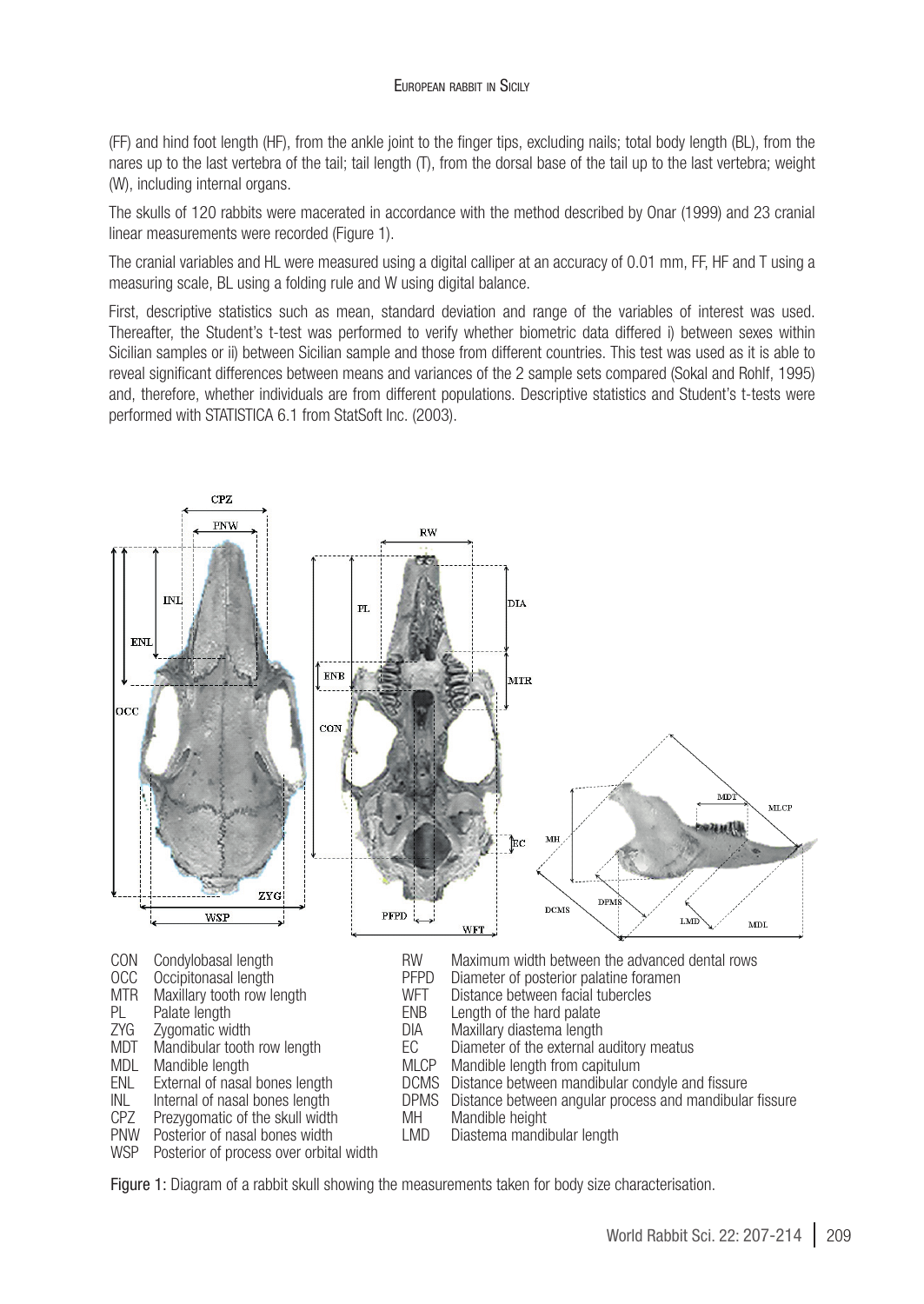(FF) and hind foot length (HF), from the ankle joint to the finger tips, excluding nails; total body length (BL), from the nares up to the last vertebra of the tail; tail length (T), from the dorsal base of the tail up to the last vertebra; weight (W), including internal organs.

The skulls of 120 rabbits were macerated in accordance with the method described by Onar (1999) and 23 cranial linear measurements were recorded (Figure 1).

The cranial variables and HL were measured using a digital calliper at an accuracy of 0.01 mm, FF, HF and T using a measuring scale, BL using a folding rule and W using digital balance.

First, descriptive statistics such as mean, standard deviation and range of the variables of interest was used. Thereafter, the Student's t-test was performed to verify whether biometric data differed i) between sexes within Sicilian samples or ii) between Sicilian sample and those from different countries. This test was used as it is able to reveal significant differences between means and variances of the 2 sample sets compared (Sokal and Rohlf, 1995) and, therefore, whether individuals are from different populations. Descriptive statistics and Student's t-tests were performed with STATISTICA 6.1 from StatSoft Inc. (2003).

| | | | |
|---|---|---|---|
| CON | Condylobasal length | RW | Maximum width between the advanced dental rows |
| OCC | Occipitonasal length | PFPD | Diameter of posterior palatine foramen |
| MTR | Maxillary tooth row length | WFT | Distance between facial tubercles |
| PL | Palate length | ENB | Length of the hard palate |
| ZYG | Zygomatic width | DIA | Maxillary diastema length |
| MDT | Mandibular tooth row length | EC | Diameter of the external auditory meatus |
| MDL | Mandible length | MLCP | Mandible length from capitulum |
| ENL | External of nasal bones length | DCMS | Distance between mandibular condyle and fissure |
| INL | Internal of nasal bones length | DPMS | Distance between angular process and mandibular fissure |
| CPZ | Prezygomatic of the skull width | MH | Mandible height |
| PNW | Posterior of nasal bones width | LMD | Diastema mandibular length |
| WSP | Posterior of process over orbital width | | |

Figure 1: Diagram of a rabbit skull showing the measurements taken for body size characterisation.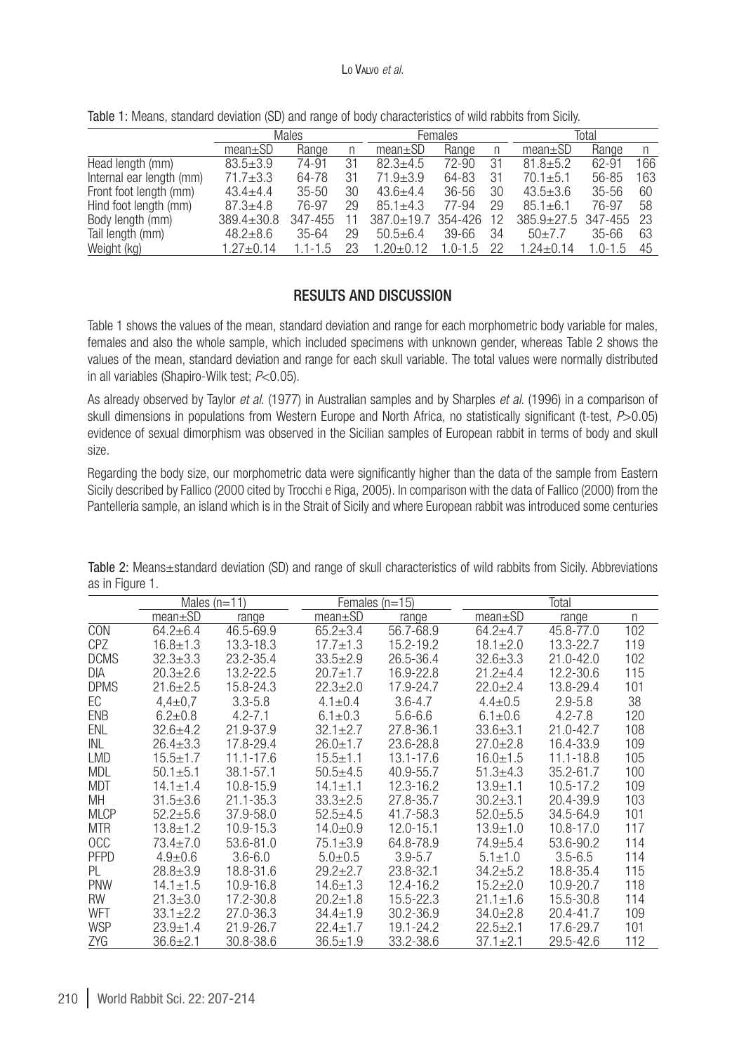Table 1: Means, standard deviation (SD) and range of body characteristics of wild rabbits from Sicily.

| | Males | | | Females | | | Total | | |
|---|---|---|---|---|---|---|---|---|---|
| | mean±SD | Range | n | mean±SD | Range | n | mean±SD | Range | n |
| Head length (mm) | 83.5±3.9 | 74-91 | 31 | 82.3±4.5 | 72-90 | 31 | 81.8±5.2 | 62-91 | 166 |
| Internal ear length (mm) | 71.7±3.3 | 64-78 | 31 | 71.9±3.9 | 64-83 | 31 | 70.1±5.1 | 56-85 | 163 |
| Front foot length (mm) | 43.4±4.4 | 35-50 | 30 | 43.6±4.4 | 36-56 | 30 | 43.5±3.6 | 35-56 | 60 |
| Hind foot length (mm) | 87.3±4.8 | 76-97 | 29 | 85.1±4.3 | 77-94 | 29 | 85.1±6.1 | 76-97 | 58 |
| Body length (mm) | 389.4±30.8 | 347-455 | 11 | 387.0±19.7 | 354-426 | 12 | 385.9±27.5 | 347-455 | 23 |
| Tail length (mm) | 48.2±8.6 | 35-64 | 29 | 50.5±6.4 | 39-66 | 34 | 50±7.7 | 35-66 | 63 |
| Weight (kg) | 1.27±0.14 | 1.1-1.5 | 23 | 1.20±0.12 | 1.0-1.5 | 22 | 1.24±0.14 | 1.0-1.5 | 45 |

## RESULTS AND DISCUSSION

Table 1 shows the values of the mean, standard deviation and range for each morphometric body variable for males, females and also the whole sample, which included specimens with unknown gender, whereas Table 2 shows the values of the mean, standard deviation and range for each skull variable. The total values were normally distributed in all variables (Shapiro-Wilk test; $P<0.05$).

As already observed by Taylor *et al.* (1977) in Australian samples and by Sharples *et al.* (1996) in a comparison of skull dimensions in populations from Western Europe and North Africa, no statistically significant (t-test, $P>0.05$) evidence of sexual dimorphism was observed in the Sicilian samples of European rabbit in terms of body and skull size.

Regarding the body size, our morphometric data were significantly higher than the data of the sample from Eastern Sicily described by Fallico (2000 cited by Trocchi e Riga, 2005). In comparison with the data of Fallico (2000) from the Pantelleria sample, an island which is in the Strait of Sicily and where European rabbit was introduced some centuries

Table 2: Means±standard deviation (SD) and range of skull characteristics of wild rabbits from Sicily. Abbreviations as in Figure 1.

| | Males (n=11) | | Females (n=15) | | Total | | |
|---|---|---|---|---|---|---|---|
| | mean±SD | range | mean±SD | range | mean±SD | range | n |
| CON | 64.2±6.4 | 46.5-69.9 | 65.2±3.4 | 56.7-68.9 | 64.2±4.7 | 45.8-77.0 | 102 |
| CPZ | 16.8±1.3 | 13.3-18.3 | 17.7±1.3 | 15.2-19.2 | 18.1±2.0 | 13.3-22.7 | 119 |
| DCMS | 32.3±3.3 | 23.2-35.4 | 33.5±2.9 | 26.5-36.4 | 32.6±3.3 | 21.0-42.0 | 102 |
| DIA | 20.3±2.6 | 13.2-22.5 | 20.7±1.7 | 16.9-22.8 | 21.2±4.4 | 12.2-30.6 | 115 |
| DPMS | 21.6±2.5 | 15.8-24.3 | 22.3±2.0 | 17.9-24.7 | 22.0±2.4 | 13.8-29.4 | 101 |
| EC | 4,4±0,7 | 3.3-5.8 | 4.1±0.4 | 3.6-4.7 | 4.4±0.5 | 2.9-5.8 | 38 |
| ENB | 6.2±0.8 | 4.2-7.1 | 6.1±0.3 | 5.6-6.6 | 6.1±0.6 | 4.2-7.8 | 120 |
| ENL | 32.6±4.2 | 21.9-37.9 | 32.1±2.7 | 27.8-36.1 | 33.6±3.1 | 21.0-42.7 | 108 |
| INL | 26.4±3.3 | 17.8-29.4 | 26.0±1.7 | 23.6-28.8 | 27.0±2.8 | 16.4-33.9 | 109 |
| LMD | 15.5±1.7 | 11.1-17.6 | 15.5±1.1 | 13.1-17.6 | 16.0±1.5 | 11.1-18.8 | 105 |
| MDL | 50.1±5.1 | 38.1-57.1 | 50.5±4.5 | 40.9-55.7 | 51.3±4.3 | 35.2-61.7 | 100 |
| MDT | 14.1±1.4 | 10.8-15.9 | 14.1±1.1 | 12.3-16.2 | 13.9±1.1 | 10.5-17.2 | 109 |
| MH | 31.5±3.6 | 21.1-35.3 | 33.3±2.5 | 27.8-35.7 | 30.2±3.1 | 20.4-39.9 | 103 |
| MLCP | 52.2±5.6 | 37.9-58.0 | 52.5±4.5 | 41.7-58.3 | 52.0±5.5 | 34.5-64.9 | 101 |
| MTR | 13.8±1.2 | 10.9-15.3 | 14.0±0.9 | 12.0-15.1 | 13.9±1.0 | 10.8-17.0 | 117 |
| OCC | 73.4±7.0 | 53.6-81.0 | 75.1±3.9 | 64.8-78.9 | 74.9±5.4 | 53.6-90.2 | 114 |
| PFPD | 4.9±0.6 | 3.6-6.0 | 5.0±0.5 | 3.9-5.7 | 5.1±1.0 | 3.5-6.5 | 114 |
| PL | 28.8±3.9 | 18.8-31.6 | 29.2±2.7 | 23.8-32.1 | 34.2±5.2 | 18.8-35.4 | 115 |
| PNW | 14.1±1.5 | 10.9-16.8 | 14.6±1.3 | 12.4-16.2 | 15.2±2.0 | 10.9-20.7 | 118 |
| RW | 21.3±3.0 | 17.2-30.8 | 20.2±1.8 | 15.5-22.3 | 21.1±1.6 | 15.5-30.8 | 114 |
| WFT | 33.1±2.2 | 27.0-36.3 | 34.4±1.9 | 30.2-36.9 | 34.0±2.8 | 20.4-41.7 | 109 |
| WSP | 23.9±1.4 | 21.9-26.7 | 22.4±1.7 | 19.1-24.2 | 22.5±2.1 | 17.6-29.7 | 101 |
| ZYG | 36.6±2.1 | 30.8-38.6 | 36.5±1.9 | 33.2-38.6 | 37.1±2.1 | 29.5-42.6 | 112 |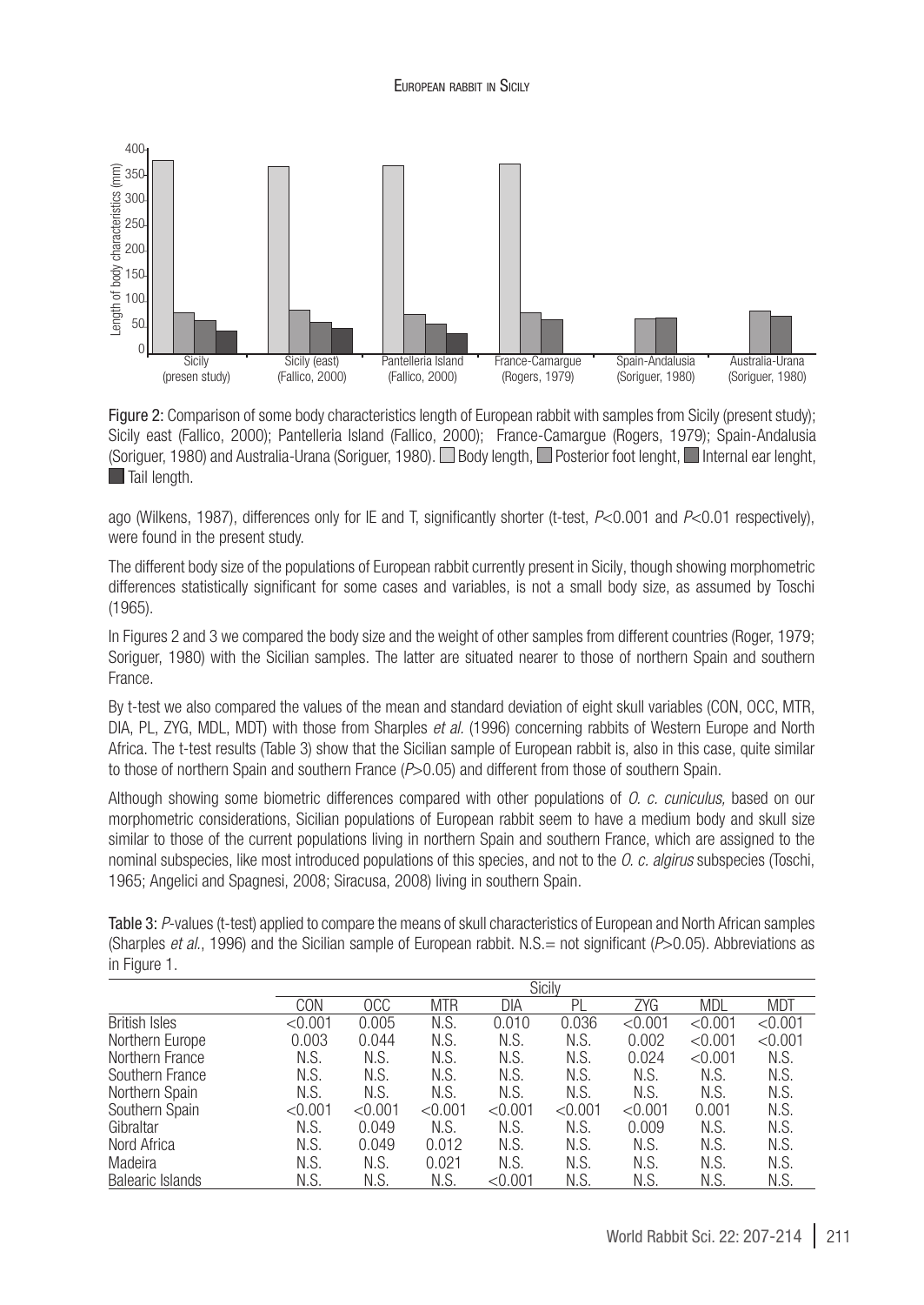Figure 2: Comparison of some body characteristics length of European rabbit with samples from Sicily (present study); Sicily east (Fallico, 2000); Pantelleria Island (Fallico, 2000); France-Camargue (Rogers, 1979); Spain-Andalusia (Soriguer, 1980) and Australia-Urana (Soriguer, 1980). Body length, Posterior foot lenght, Internal ear lenght, Tail length.

ago (Wilkens, 1987), differences only for IE and T, significantly shorter (t-test, $P<0.001$ and $P<0.01$ respectively), were found in the present study.

The different body size of the populations of European rabbit currently present in Sicily, though showing morphometric differences statistically significant for some cases and variables, is not a small body size, as assumed by Toschi (1965).

In Figures 2 and 3 we compared the body size and the weight of other samples from different countries (Roger, 1979; Soriguer, 1980) with the Sicilian samples. The latter are situated nearer to those of northern Spain and southern France.

By t-test we also compared the values of the mean and standard deviation of eight skull variables (CON, OCC, MTR, DIA, PL, ZYG, MDL, MDT) with those from Sharples *et al.* (1996) concerning rabbits of Western Europe and North Africa. The t-test results (Table 3) show that the Sicilian sample of European rabbit is, also in this case, quite similar to those of northern Spain and southern France ($P>0.05$) and different from those of southern Spain.

Although showing some biometric differences compared with other populations of *O. c. cuniculus,* based on our morphometric considerations, Sicilian populations of European rabbit seem to have a medium body and skull size similar to those of the current populations living in northern Spain and southern France, which are assigned to the nominal subspecies, like most introduced populations of this species, and not to the *O. c. algirus* subspecies (Toschi, 1965; Angelici and Spagnesi, 2008; Siracusa, 2008) living in southern Spain.

Table 3: *P*-values (t-test) applied to compare the means of skull characteristics of European and North African samples (Sharples *et al.*, 1996) and the Sicilian sample of European rabbit. N.S.= not significant ($P>0.05$). Abbreviations as in Figure 1.

| | Sicily | | | | | | | |
|---|---|---|---|---|---|---|---|---|
| | CON | OCC | MTR | DIA | PL | ZYG | MDL | MDT |
| British Isles | <0.001 | 0.005 | N.S. | 0.010 | 0.036 | <0.001 | <0.001 | <0.001 |
| Northern Europe | 0.003 | 0.044 | N.S. | N.S. | N.S. | 0.002 | <0.001 | <0.001 |
| Northern France | N.S. | N.S. | N.S. | N.S. | N.S. | 0.024 | <0.001 | N.S. |
| Southern France | N.S. | N.S. | N.S. | N.S. | N.S. | N.S. | N.S. | N.S. |
| Northern Spain | N.S. | N.S. | N.S. | N.S. | N.S. | N.S. | N.S. | N.S. |
| Southern Spain | <0.001 | <0.001 | <0.001 | <0.001 | <0.001 | <0.001 | 0.001 | N.S. |
| Gibraltar | N.S. | 0.049 | N.S. | N.S. | N.S. | 0.009 | N.S. | N.S. |
| Nord Africa | N.S. | 0.049 | 0.012 | N.S. | N.S. | N.S. | N.S. | N.S. |
| Madeira | N.S. | N.S. | 0.021 | N.S. | N.S. | N.S. | N.S. | N.S. |
| Balearic Islands | N.S. | N.S. | N.S. | <0.001 | N.S. | N.S. | N.S. | N.S. |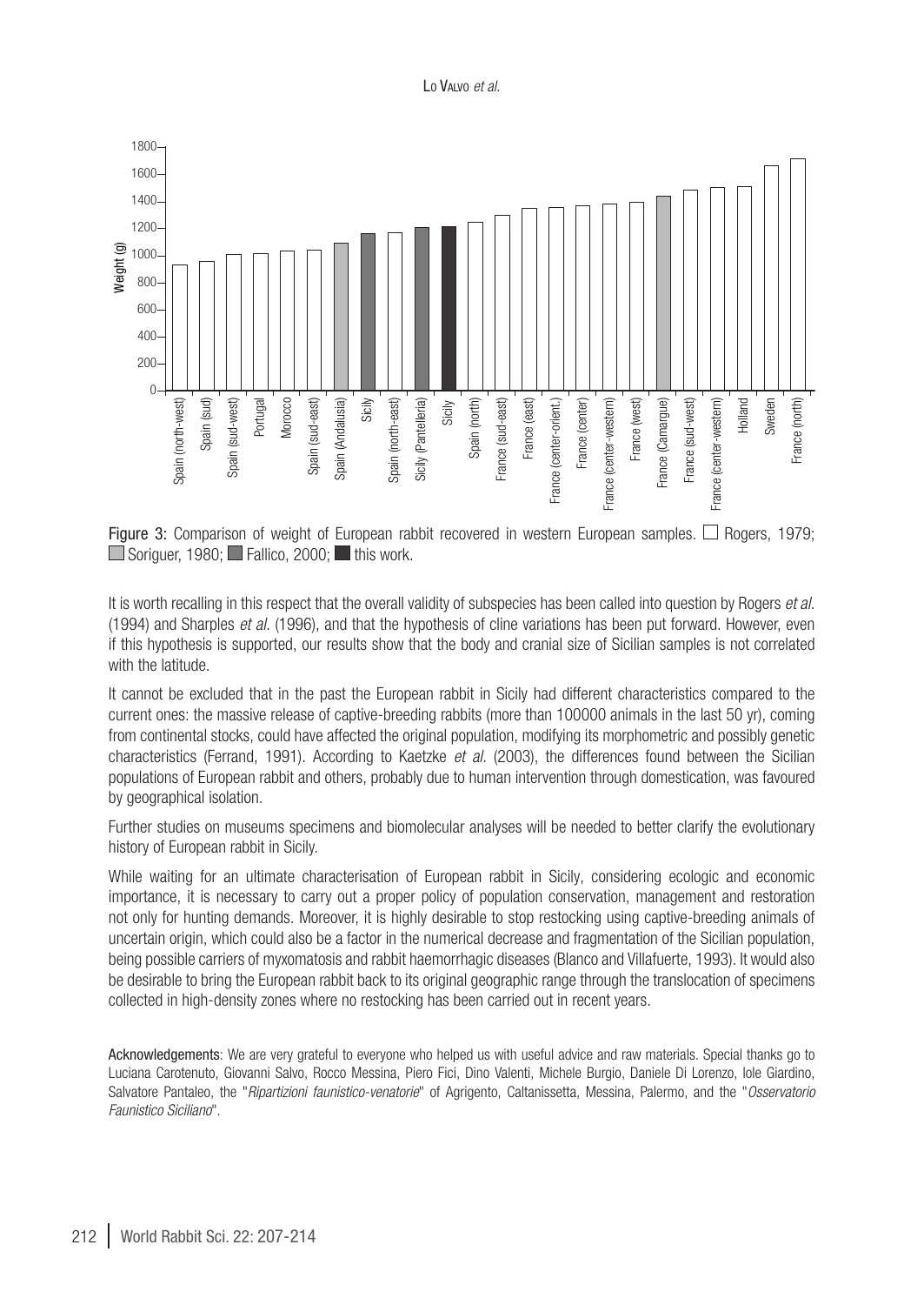Figure 3: Comparison of weight of European rabbit recovered in western European samples. □ Rogers, 1979; ■ Soriguer, 1980; ■ Fallico, 2000; ■ this work.

It is worth recalling in this respect that the overall validity of subspecies has been called into question by Rogers *et al.* (1994) and Sharples *et al.* (1996), and that the hypothesis of cline variations has been put forward. However, even if this hypothesis is supported, our results show that the body and cranial size of Sicilian samples is not correlated with the latitude.

It cannot be excluded that in the past the European rabbit in Sicily had different characteristics compared to the current ones: the massive release of captive-breeding rabbits (more than 100000 animals in the last 50 yr), coming from continental stocks, could have affected the original population, modifying its morphometric and possibly genetic characteristics (Ferrand, 1991). According to Kaetzke *et al.* (2003), the differences found between the Sicilian populations of European rabbit and others, probably due to human intervention through domestication, was favoured by geographical isolation.

Further studies on museums specimens and biomolecular analyses will be needed to better clarify the evolutionary history of European rabbit in Sicily.

While waiting for an ultimate characterisation of European rabbit in Sicily, considering ecologic and economic importance, it is necessary to carry out a proper policy of population conservation, management and restoration not only for hunting demands. Moreover, it is highly desirable to stop restocking using captive-breeding animals of uncertain origin, which could also be a factor in the numerical decrease and fragmentation of the Sicilian population, being possible carriers of myxomatosis and rabbit haemorrhagic diseases (Blanco and Villafuerte, 1993). It would also be desirable to bring the European rabbit back to its original geographic range through the translocation of specimens collected in high-density zones where no restocking has been carried out in recent years.

**Acknowledgements**: We are very grateful to everyone who helped us with useful advice and raw materials. Special thanks go to Luciana Carotenuto, Giovanni Salvo, Rocco Messina, Piero Fici, Dino Valenti, Michele Burgio, Daniele Di Lorenzo, Iole Giardino, Salvatore Pantaleo, the "*Ripartizioni faunistico-venatorie*" of Agrigento, Caltanissetta, Messina, Palermo, and the "*Osservatorio Faunistico Siciliano*".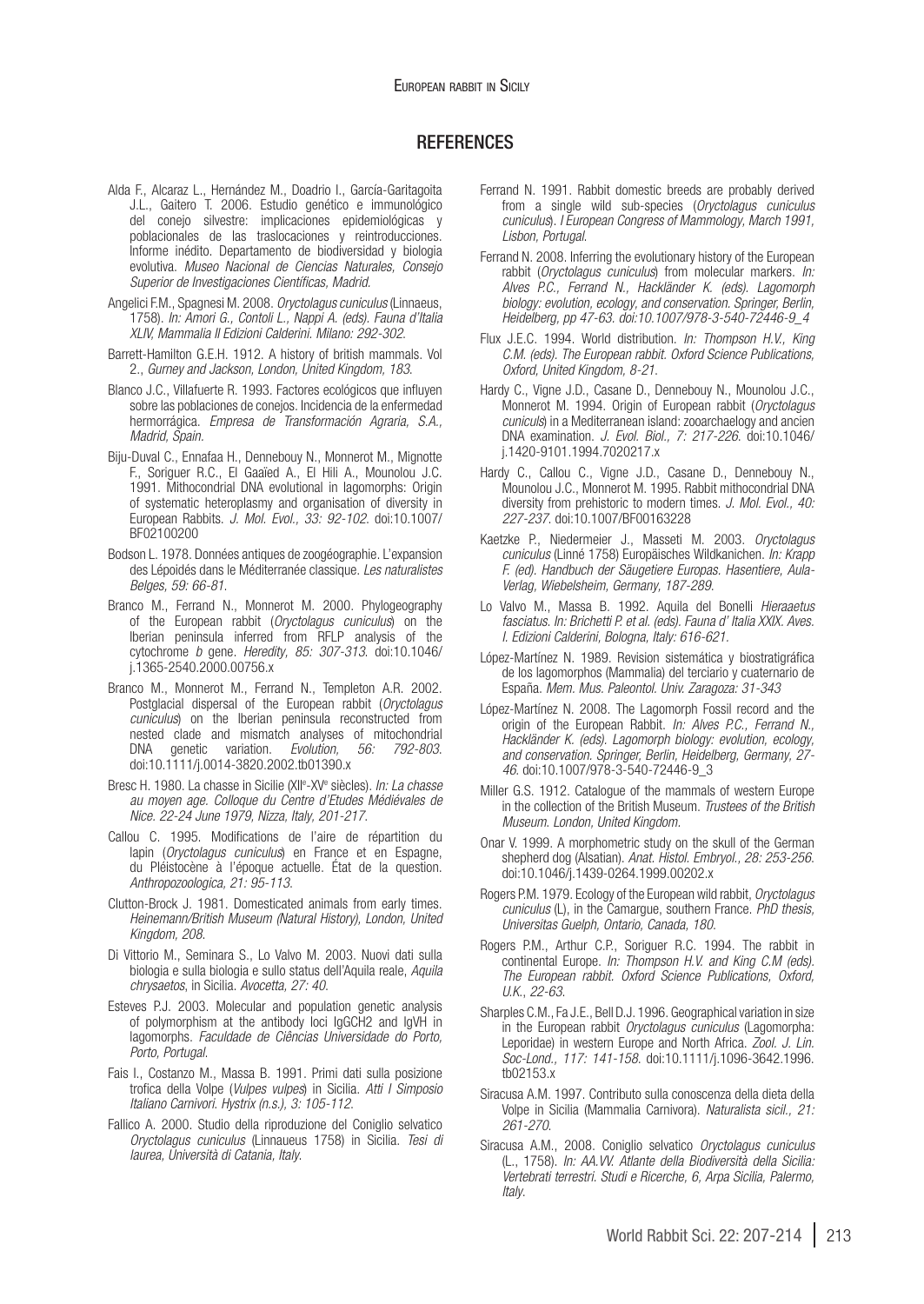## REFERENCES

Alda F., Alcaraz L., Hernández M., Doadrio I., García-Garitagoita J.L., Gaitero T. 2006. Estudio genético e inmunológico del conejo silvestre: implicaciones epidemiológicas y poblacionales de las traslocaciones y reintroducciones. Informe inédito. Departamento de biodiversidad y biologia evolutiva. *Museo Nacional de Ciencias Naturales, Consejo Superior de Investigaciones Científicas, Madrid.*

Angelici F.M., Spagnesi M. 2008. *Oryctolagus cuniculus* (Linnaeus, 1758). *In: Amori G., Contoli L., Nappi A. (eds). Fauna d'Italia XLIV, Mammalia II Edizioni Calderini. Milano: 292-302.*

Barrett-Hamilton G.E.H. 1912. A history of british mammals. Vol 2., *Gurney and Jackson, London, United Kingdom, 183.*

Blanco J.C., Villafuerte R. 1993. Factores ecológicos que influyen sobre las poblaciones de conejos. Incidencia de la enfermedad hermorrágica. *Empresa de Transformación Agraria, S.A., Madrid, Spain.*

Biju-Duval C., Ennafaa H., Dennebouy N., Monnerot M., Mignotte F., Soriguer R.C., El Gaaïed A., El Hili A., Mounolou J.C. 1991. Mithocondrial DNA evolutional in lagomorphs: Origin of systematic heteroplasmy and organisation of diversity in European Rabbits. *J. Mol. Evol., 33: 92-102.* doi:10.1007/BF02100200

Bodson L. 1978. Données antiques de zoogéographie. L'expansion des Lépoidés dans le Méditerranée classique. *Les naturalistes Belges, 59: 66-81.*

Branco M., Ferrand N., Monnerot M. 2000. Phylogeography of the European rabbit (*Oryctolagus cuniculus*) on the Iberian peninsula inferred from RFLP analysis of the cytochrome *b* gene. *Heredity, 85: 307-313.* doi:10.1046/j.1365-2540.2000.00756.x

Branco M., Monnerot M., Ferrand N., Templeton A.R. 2002. Postglacial dispersal of the European rabbit (*Oryctolagus cuniculus*) on the Iberian peninsula reconstructed from nested clade and mismatch analyses of mitochondrial DNA genetic variation. *Evolution, 56: 792-803.* doi:10.1111/j.0014-3820.2002.tb01390.x

Bresc H. 1980. La chasse in Sicilie (XII[e]-XV[e] siècles). *In: La chasse au moyen age. Colloque du Centre d'Etudes Médiévales de Nice. 22-24 June 1979, Nizza, Italy, 201-217.*

Callou C. 1995. Modifications de l'aire de répartition du lapin (*Oryctolagus cuniculus*) en France et en Espagne, du Pléistocène à l'époque actuelle. État de la question. *Anthropozoologica, 21: 95-113.*

Clutton-Brock J. 1981. Domesticated animals from early times. *Heinemann/British Museum (Natural History), London, United Kingdom, 208.*

Di Vittorio M., Seminara S., Lo Valvo M. 2003. Nuovi dati sulla biologia e sulla biologia e sullo status dell'Aquila reale, *Aquila chrysaetos*, in Sicilia. *Avocetta, 27: 40.*

Esteves P.J. 2003. Molecular and population genetic analysis of polymorphism at the antibody loci IgGCH2 and IgVH in lagomorphs. *Faculdade de Ciências Universidade do Porto, Porto, Portugal.*

Fais I., Costanzo M., Massa B. 1991. Primi dati sulla posizione trofica della Volpe (*Vulpes vulpes*) in Sicilia. *Atti I Simposio Italiano Carnivori. Hystrix (n.s.), 3: 105-112.*

Fallico A. 2000. Studio della riproduzione del Coniglio selvatico *Oryctolagus cuniculus* (Linnaueus 1758) in Sicilia. *Tesi di laurea, Università di Catania, Italy.*

Ferrand N. 1991. Rabbit domestic breeds are probably derived from a single wild sub-species (*Oryctolagus cuniculus cuniculus*). *I European Congress of Mammology, March 1991, Lisbon, Portugal.*

Ferrand N. 2008. Inferring the evolutionary history of the European rabbit (*Oryctolagus cuniculus*) from molecular markers. *In: Alves P.C., Ferrand N., Hackländer K. (eds). Lagomorph biology: evolution, ecology, and conservation. Springer, Berlin, Heidelberg, pp 47-63. doi:10.1007/978-3-540-72446-9_4*

Flux J.E.C. 1994. World distribution. *In: Thompson H.V., King C.M. (eds). The European rabbit. Oxford Science Publications, Oxford, United Kingdom, 8-21.*

Hardy C., Vigne J.D., Casane D., Dennebouy N., Mounolou J.C., Monnerot M. 1994. Origin of European rabbit (*Oryctolagus cuniculs*) in a Mediterranean island: zooarchaelogy and ancien DNA examination. *J. Evol. Biol., 7: 217-226.* doi:10.1046/j.1420-9101.1994.7020217.x

Hardy C., Callou C., Vigne J.D., Casane D., Dennebouy N., Mounolou J.C., Monnerot M. 1995. Rabbit mithocondrial DNA diversity from prehistoric to modern times. *J. Mol. Evol., 40: 227-237.* doi:10.1007/BF00163228

Kaetzke P., Niedermeier J., Masseti M. 2003. *Oryctolagus cuniculus* (Linné 1758) Europäisches Wildkanichen. *In: Krapp F. (ed). Handbuch der Säugetiere Europas. Hasentiere, Aula-Verlag, Wiebelsheim, Germany, 187-289.*

Lo Valvo M., Massa B. 1992. Aquila del Bonelli *Hieraaetus fasciatus. In: Brichetti P. et al. (eds). Fauna d' Italia XXIX. Aves. I. Edizioni Calderini, Bologna, Italy: 616-621.*

López-Martínez N. 1989. Revision sistemática y biostratigráfica de los lagomorphos (Mammalia) del terciario y cuaternario de España. *Mem. Mus. Paleontol. Univ. Zaragoza: 31-343*

López-Martínez N. 2008. The Lagomorph Fossil record and the origin of the European Rabbit. *In: Alves P.C., Ferrand N., Hackländer K. (eds). Lagomorph biology: evolution, ecology, and conservation. Springer, Berlin, Heidelberg, Germany, 27-46.* doi:10.1007/978-3-540-72446-9_3

Miller G.S. 1912. Catalogue of the mammals of western Europe in the collection of the British Museum. *Trustees of the British Museum. London, United Kingdom.*

Onar V. 1999. A morphometric study on the skull of the German shepherd dog (Alsatian). *Anat. Histol. Embryol., 28: 253-256.* doi:10.1046/j.1439-0264.1999.00202.x

Rogers P.M. 1979. Ecology of the European wild rabbit, *Oryctolagus cuniculus* (L), in the Camargue, southern France. *PhD thesis, Universitas Guelph, Ontario, Canada, 180.*

Rogers P.M., Arthur C.P., Soriguer R.C. 1994. The rabbit in continental Europe. *In: Thompson H.V. and King C.M (eds). The European rabbit. Oxford Science Publications, Oxford, U.K., 22-63.*

Sharples C.M., Fa J.E., Bell D.J. 1996. Geographical variation in size in the European rabbit *Oryctolagus cuniculus* (Lagomorpha: Leporidae) in western Europe and North Africa. *Zool. J. Lin. Soc-Lond., 117: 141-158.* doi:10.1111/j.1096-3642.1996.tb02153.x

Siracusa A.M. 1997. Contributo sulla conoscenza della dieta della Volpe in Sicilia (Mammalia Carnivora). *Naturalista sicil., 21: 261-270.*

Siracusa A.M., 2008. Coniglio selvatico *Oryctolagus cuniculus* (L., 1758). *In: AA.VV. Atlante della Biodiversità della Sicilia: Vertebrati terrestri. Studi e Ricerche, 6, Arpa Sicilia, Palermo, Italy.*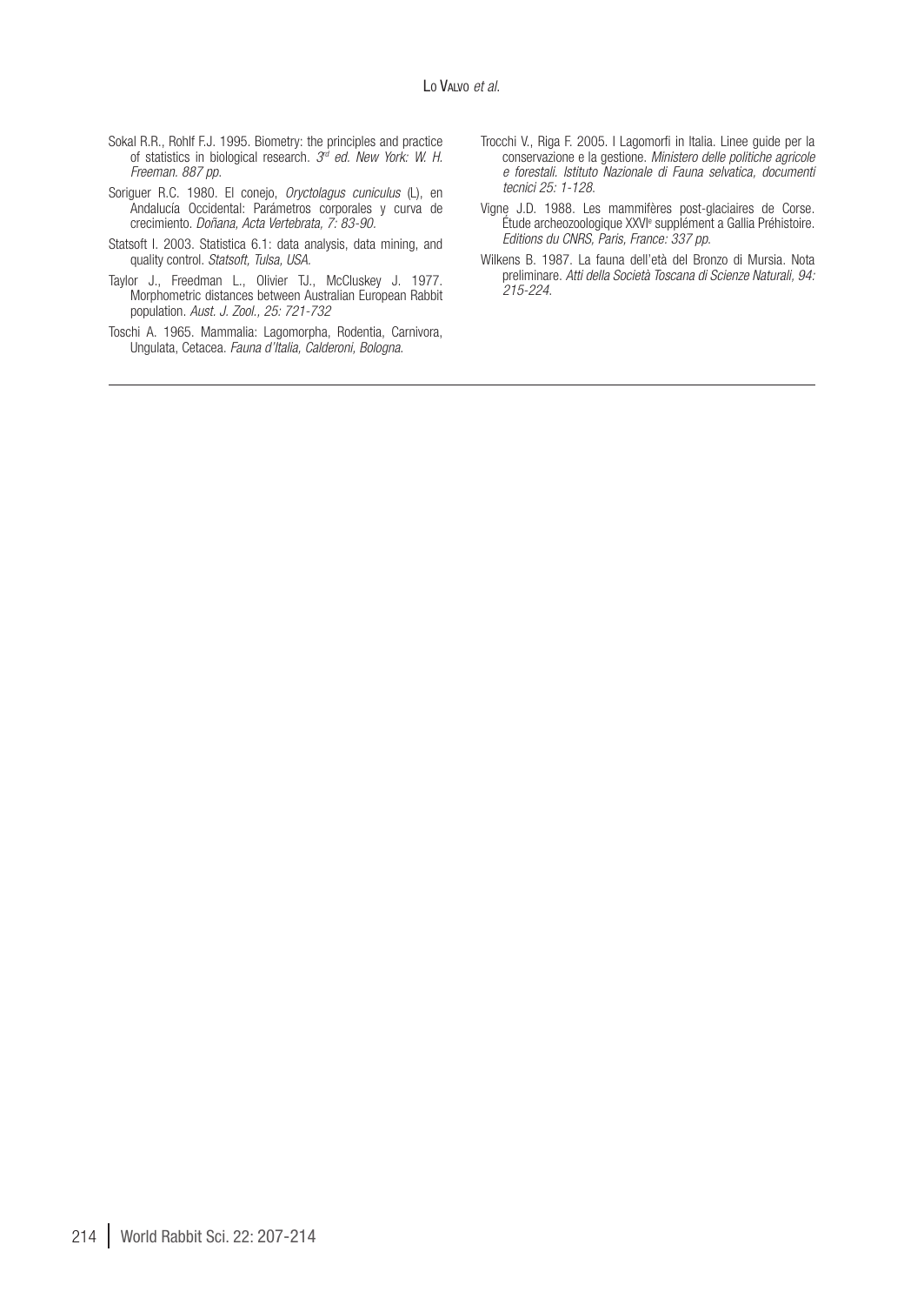Sokal R.R., Rohlf F.J. 1995. Biometry: the principles and practice of statistics in biological research. *3rd ed. New York: W. H. Freeman. 887 pp.*

Soriguer R.C. 1980. El conejo, *Oryctolagus cuniculus* (L), en Andalucía Occidental: Parámetros corporales y curva de crecimiento. *Doñana, Acta Vertebrata, 7: 83-90.*

Statsoft I. 2003. Statistica 6.1: data analysis, data mining, and quality control. *Statsoft, Tulsa, USA.*

Taylor J., Freedman L., Olivier TJ., McCluskey J. 1977. Morphometric distances between Australian European Rabbit population. *Aust. J. Zool., 25: 721-732*

Toschi A. 1965. Mammalia: Lagomorpha, Rodentia, Carnivora, Ungulata, Cetacea. *Fauna d'Italia, Calderoni, Bologna.*

Trocchi V., Riga F. 2005. I Lagomorfi in Italia. Linee guide per la conservazione e la gestione. *Ministero delle politiche agricole e forestali. Istituto Nazionale di Fauna selvatica, documenti tecnici 25: 1-128.*

Vigne J.D. 1988. Les mammifères post-glaciaires de Corse. Étude archeozoologique XXVIe supplément a Gallia Préhistoire. *Editions du CNRS, Paris, France: 337 pp.*

Wilkens B. 1987. La fauna dell'età del Bronzo di Mursia. Nota preliminare. *Atti della Società Toscana di Scienze Naturali, 94: 215-224.*